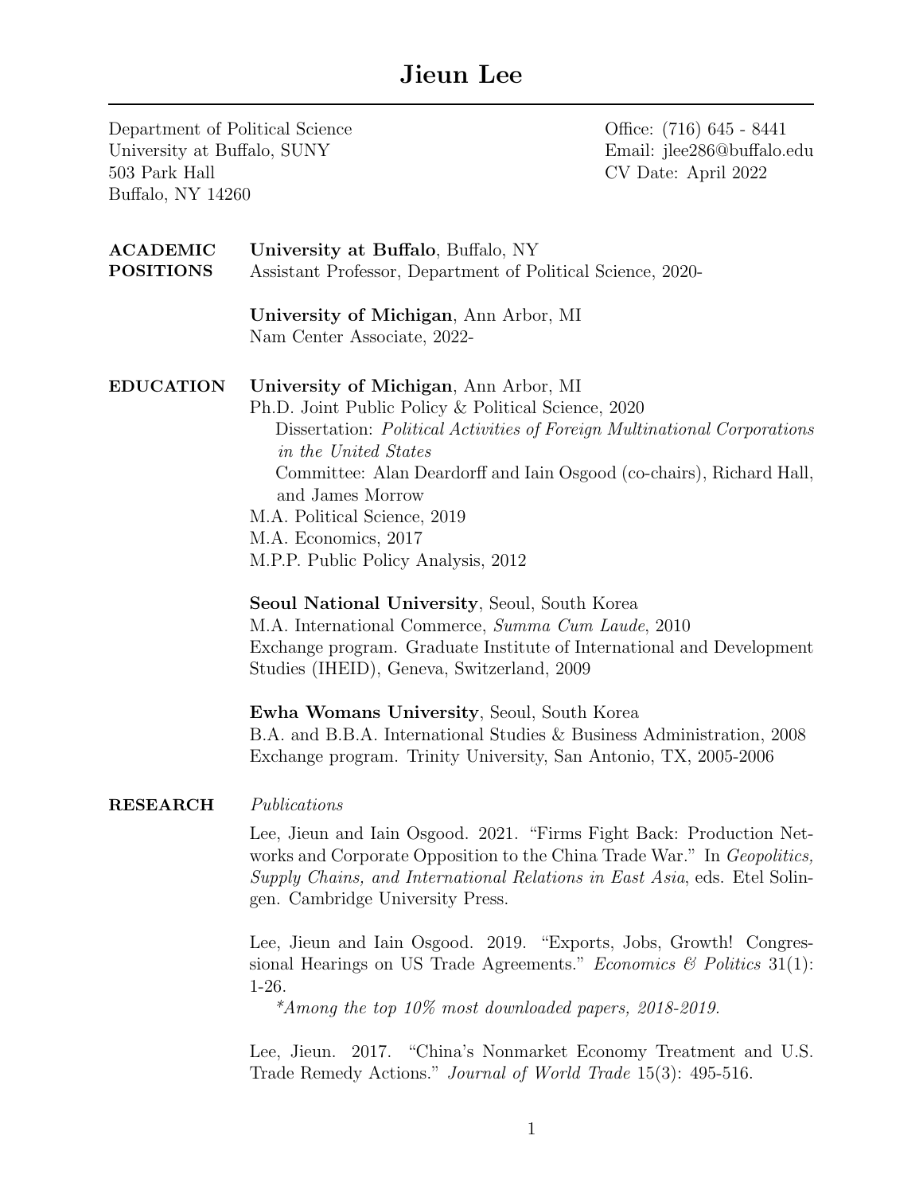# Jieun Lee

Department of Political Science
University at Buffalo, SUNY
503 Park Hall
Buffalo, NY 14260

Office: (716) 645 - 8441
Email: jlee286@buffalo.edu
CV Date: April 2022

## ACADEMIC POSITIONS

**University at Buffalo**, Buffalo, NY
Assistant Professor, Department of Political Science, 2020-

**University of Michigan**, Ann Arbor, MI
Nam Center Associate, 2022-

## EDUCATION

**University of Michigan**, Ann Arbor, MI
Ph.D. Joint Public Policy & Political Science, 2020
Dissertation: *Political Activities of Foreign Multinational Corporations in the United States*
Committee: Alan Deardorff and Iain Osgood (co-chairs), Richard Hall, and James Morrow
M.A. Political Science, 2019
M.A. Economics, 2017
M.P.P. Public Policy Analysis, 2012

**Seoul National University**, Seoul, South Korea
M.A. International Commerce, *Summa Cum Laude*, 2010
Exchange program. Graduate Institute of International and Development Studies (IHEID), Geneva, Switzerland, 2009

**Ewha Womans University**, Seoul, South Korea
B.A. and B.B.A. International Studies & Business Administration, 2008
Exchange program. Trinity University, San Antonio, TX, 2005-2006

## RESEARCH

*Publications*

Lee, Jieun and Iain Osgood. 2021. "Firms Fight Back: Production Networks and Corporate Opposition to the China Trade War." In *Geopolitics, Supply Chains, and International Relations in East Asia*, eds. Etel Solingen. Cambridge University Press.

Lee, Jieun and Iain Osgood. 2019. "Exports, Jobs, Growth! Congressional Hearings on US Trade Agreements." *Economics & Politics* 31(1): 1-26.
*\*Among the top 10% most downloaded papers, 2018-2019.*

Lee, Jieun. 2017. "China's Nonmarket Economy Treatment and U.S. Trade Remedy Actions." *Journal of World Trade* 15(3): 495-516.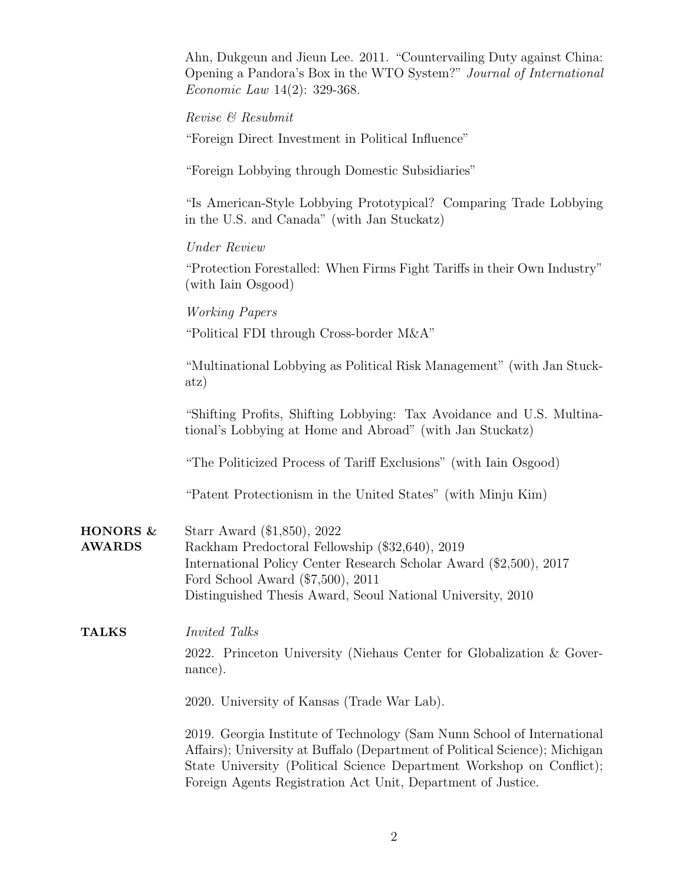Ahn, Dukgeun and Jieun Lee. 2011. "Countervailing Duty against China: Opening a Pandora's Box in the WTO System?" *Journal of International Economic Law* 14(2): 329-368.

*Revise & Resubmit*

"Foreign Direct Investment in Political Influence"

"Foreign Lobbying through Domestic Subsidiaries"

"Is American-Style Lobbying Prototypical? Comparing Trade Lobbying in the U.S. and Canada" (with Jan Stuckatz)

*Under Review*

"Protection Forestalled: When Firms Fight Tariffs in their Own Industry" (with Iain Osgood)

*Working Papers*

"Political FDI through Cross-border M&A"

"Multinational Lobbying as Political Risk Management" (with Jan Stuckatz)

"Shifting Profits, Shifting Lobbying: Tax Avoidance and U.S. Multinational's Lobbying at Home and Abroad" (with Jan Stuckatz)

"The Politicized Process of Tariff Exclusions" (with Iain Osgood)

"Patent Protectionism in the United States" (with Minju Kim)

## HONORS & AWARDS

Starr Award ($1,850), 2022
Rackham Predoctoral Fellowship ($32,640), 2019
International Policy Center Research Scholar Award ($2,500), 2017
Ford School Award ($7,500), 2011
Distinguished Thesis Award, Seoul National University, 2010

## TALKS

*Invited Talks*

2022. Princeton University (Niehaus Center for Globalization & Governance).

2020. University of Kansas (Trade War Lab).

2019. Georgia Institute of Technology (Sam Nunn School of International Affairs); University at Buffalo (Department of Political Science); Michigan State University (Political Science Department Workshop on Conflict); Foreign Agents Registration Act Unit, Department of Justice.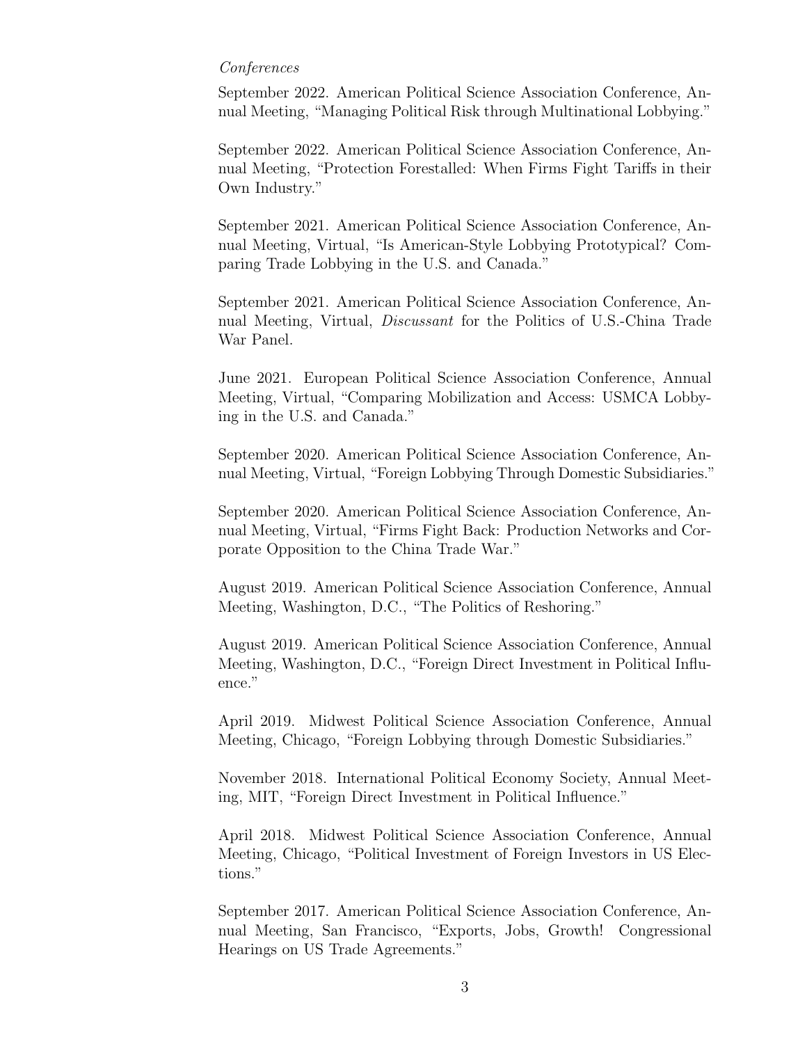*Conferences*

September 2022. American Political Science Association Conference, Annual Meeting, "Managing Political Risk through Multinational Lobbying."

September 2022. American Political Science Association Conference, Annual Meeting, "Protection Forestalled: When Firms Fight Tariffs in their Own Industry."

September 2021. American Political Science Association Conference, Annual Meeting, Virtual, "Is American-Style Lobbying Prototypical? Comparing Trade Lobbying in the U.S. and Canada."

September 2021. American Political Science Association Conference, Annual Meeting, Virtual, *Discussant* for the Politics of U.S.-China Trade War Panel.

June 2021. European Political Science Association Conference, Annual Meeting, Virtual, "Comparing Mobilization and Access: USMCA Lobbying in the U.S. and Canada."

September 2020. American Political Science Association Conference, Annual Meeting, Virtual, "Foreign Lobbying Through Domestic Subsidiaries."

September 2020. American Political Science Association Conference, Annual Meeting, Virtual, "Firms Fight Back: Production Networks and Corporate Opposition to the China Trade War."

August 2019. American Political Science Association Conference, Annual Meeting, Washington, D.C., "The Politics of Reshoring."

August 2019. American Political Science Association Conference, Annual Meeting, Washington, D.C., "Foreign Direct Investment in Political Influence."

April 2019. Midwest Political Science Association Conference, Annual Meeting, Chicago, "Foreign Lobbying through Domestic Subsidiaries."

November 2018. International Political Economy Society, Annual Meeting, MIT, "Foreign Direct Investment in Political Influence."

April 2018. Midwest Political Science Association Conference, Annual Meeting, Chicago, "Political Investment of Foreign Investors in US Elections."

September 2017. American Political Science Association Conference, Annual Meeting, San Francisco, "Exports, Jobs, Growth! Congressional Hearings on US Trade Agreements."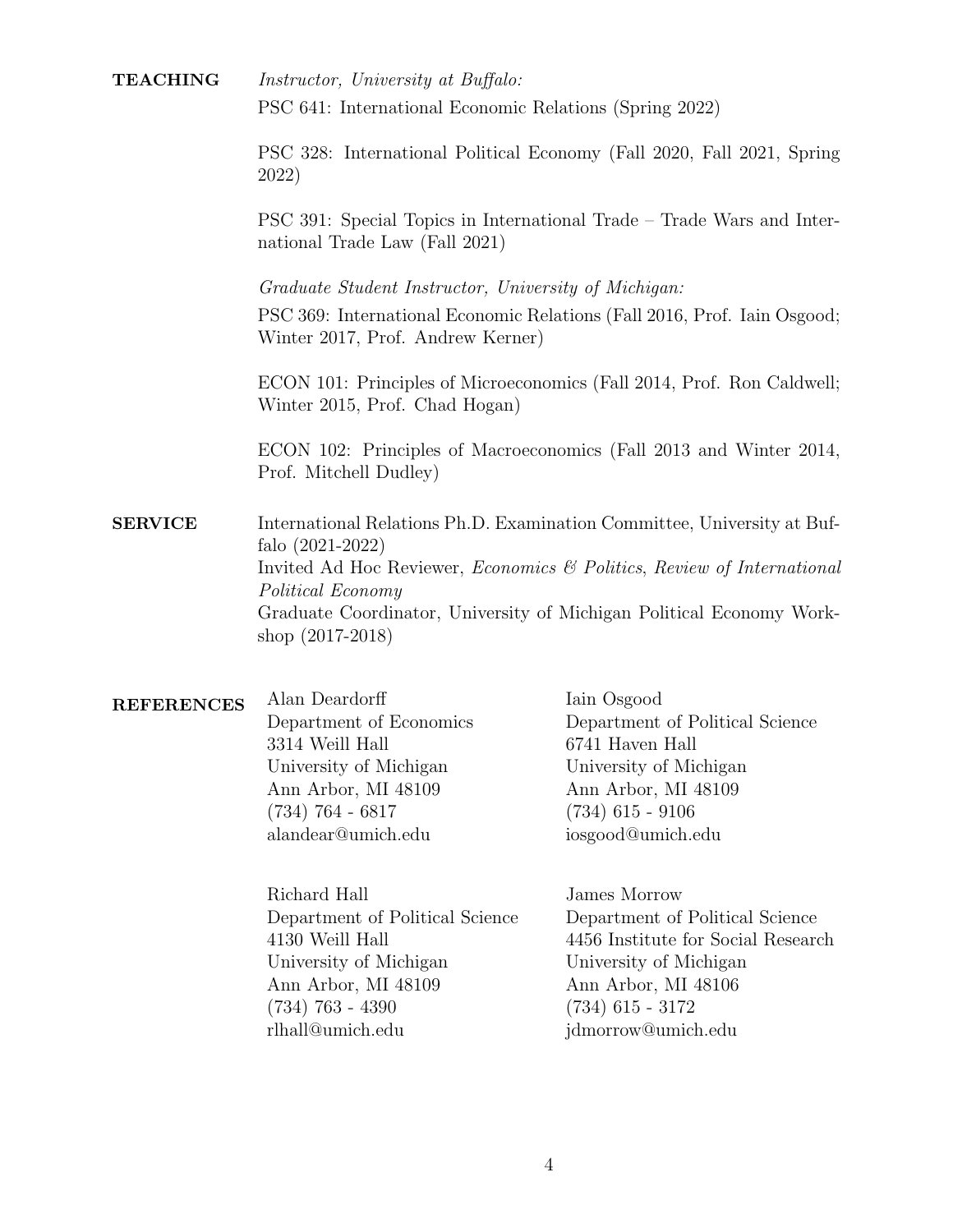## TEACHING

*Instructor, University at Buffalo:*

PSC 641: International Economic Relations (Spring 2022)

PSC 328: International Political Economy (Fall 2020, Fall 2021, Spring 2022)

PSC 391: Special Topics in International Trade – Trade Wars and International Trade Law (Fall 2021)

*Graduate Student Instructor, University of Michigan:*

PSC 369: International Economic Relations (Fall 2016, Prof. Iain Osgood; Winter 2017, Prof. Andrew Kerner)

ECON 101: Principles of Microeconomics (Fall 2014, Prof. Ron Caldwell; Winter 2015, Prof. Chad Hogan)

ECON 102: Principles of Macroeconomics (Fall 2013 and Winter 2014, Prof. Mitchell Dudley)

## SERVICE

International Relations Ph.D. Examination Committee, University at Buffalo (2021-2022)
Invited Ad Hoc Reviewer, *Economics & Politics*, *Review of International Political Economy*
Graduate Coordinator, University of Michigan Political Economy Workshop (2017-2018)

## REFERENCES

Alan Deardorff
Department of Economics
3314 Weill Hall
University of Michigan
Ann Arbor, MI 48109
(734) 764 - 6817
alandear@umich.edu

Iain Osgood
Department of Political Science
6741 Haven Hall
University of Michigan
Ann Arbor, MI 48109
(734) 615 - 9106
iosgood@umich.edu

Richard Hall
Department of Political Science
4130 Weill Hall
University of Michigan
Ann Arbor, MI 48109
(734) 763 - 4390
rlhall@umich.edu

James Morrow
Department of Political Science
4456 Institute for Social Research
University of Michigan
Ann Arbor, MI 48106
(734) 615 - 3172
jdmorrow@umich.edu